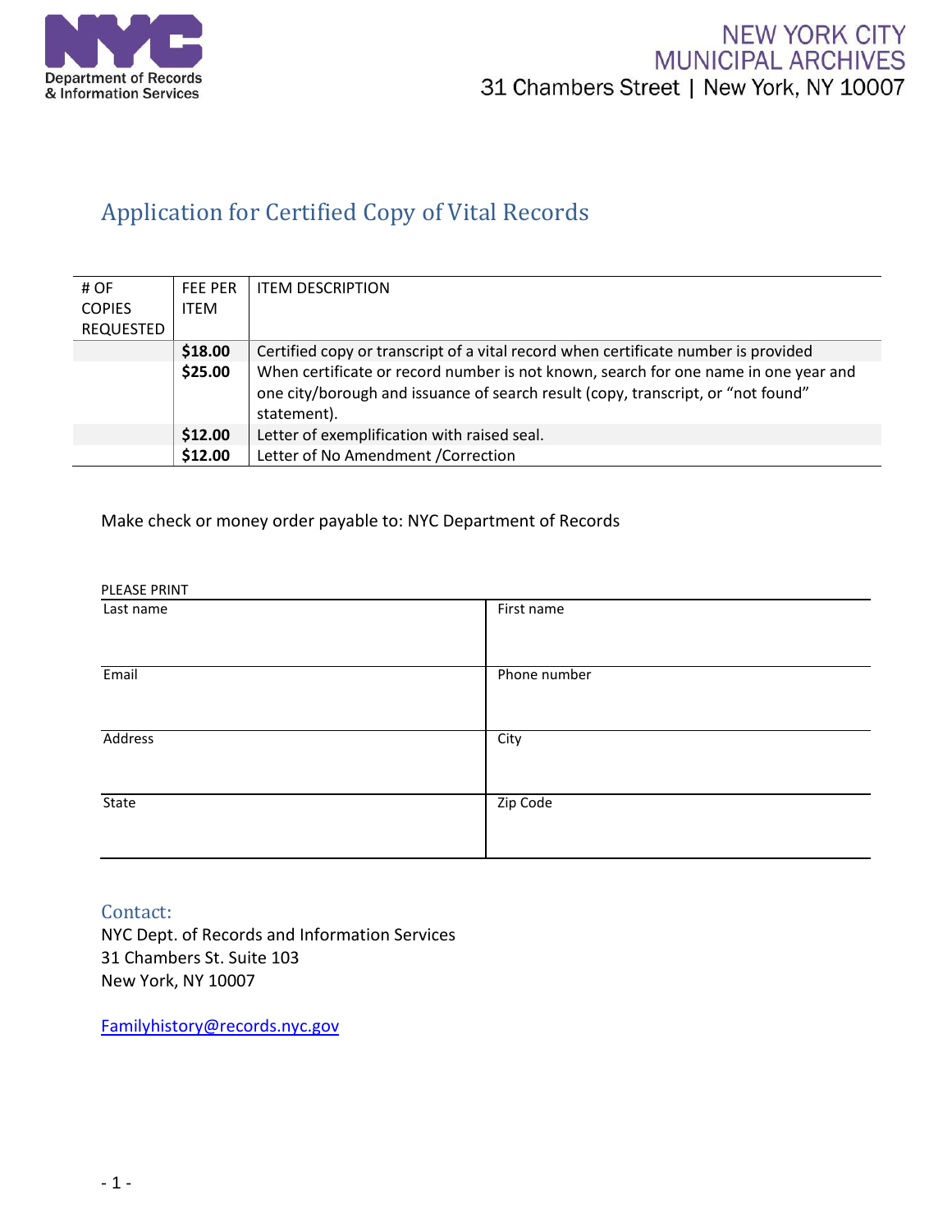Department of Records & Information Services

NEW YORK CITY
MUNICIPAL ARCHIVES
31 Chambers Street | New York, NY 10007

# Application for Certified Copy of Vital Records

| # OF COPIES REQUESTED | FEE PER ITEM | ITEM DESCRIPTION |
|---|---|---|
| | **$18.00** | Certified copy or transcript of a vital record when certificate number is provided |
| | **$25.00** | When certificate or record number is not known, search for one name in one year and one city/borough and issuance of search result (copy, transcript, or "not found" statement). |
| | **$12.00** | Letter of exemplification with raised seal. |
| | **$12.00** | Letter of No Amendment /Correction |

Make check or money order payable to: NYC Department of Records

PLEASE PRINT

| | |
|---|---|
| Last name | First name |
| Email | Phone number |
| Address | City |
| State | Zip Code |

## Contact:

NYC Dept. of Records and Information Services
31 Chambers St. Suite 103
New York, NY 10007

Familyhistory@records.nyc.gov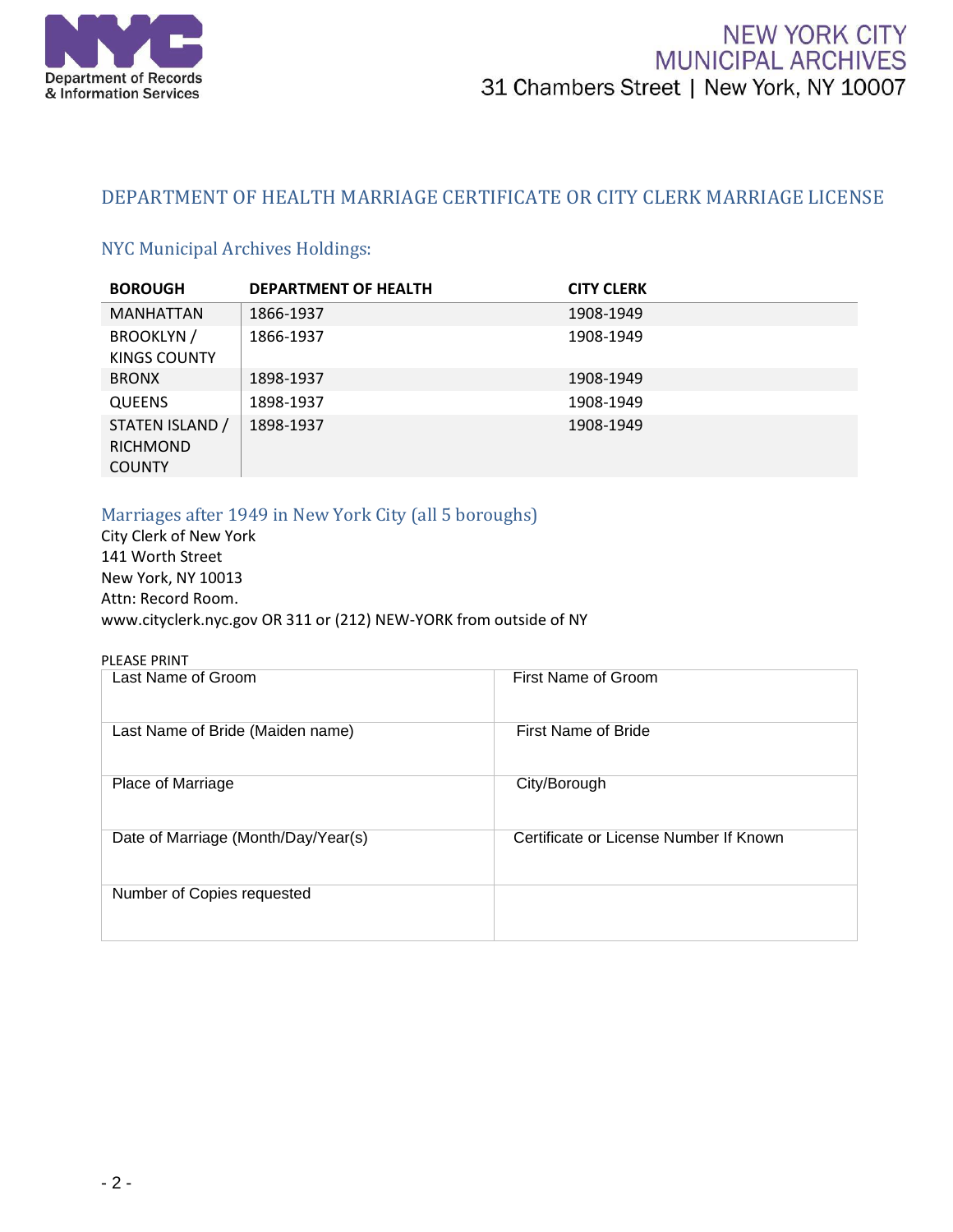# DEPARTMENT OF HEALTH MARRIAGE CERTIFICATE OR CITY CLERK MARRIAGE LICENSE

## NYC Municipal Archives Holdings:

| BOROUGH | DEPARTMENT OF HEALTH | CITY CLERK |
|---|---|---|
| MANHATTAN | 1866-1937 | 1908-1949 |
| BROOKLYN / KINGS COUNTY | 1866-1937 | 1908-1949 |
| BRONX | 1898-1937 | 1908-1949 |
| QUEENS | 1898-1937 | 1908-1949 |
| STATEN ISLAND / RICHMOND COUNTY | 1898-1937 | 1908-1949 |

## Marriages after 1949 in New York City (all 5 boroughs)

City Clerk of New York
141 Worth Street
New York, NY 10013
Attn: Record Room.
www.cityclerk.nyc.gov OR 311 or (212) NEW-YORK from outside of NY

PLEASE PRINT

| | |
|---|---|
| Last Name of Groom | First Name of Groom |
| Last Name of Bride (Maiden name) | First Name of Bride |
| Place of Marriage | City/Borough |
| Date of Marriage (Month/Day/Year(s) | Certificate or License Number If Known |
| Number of Copies requested | |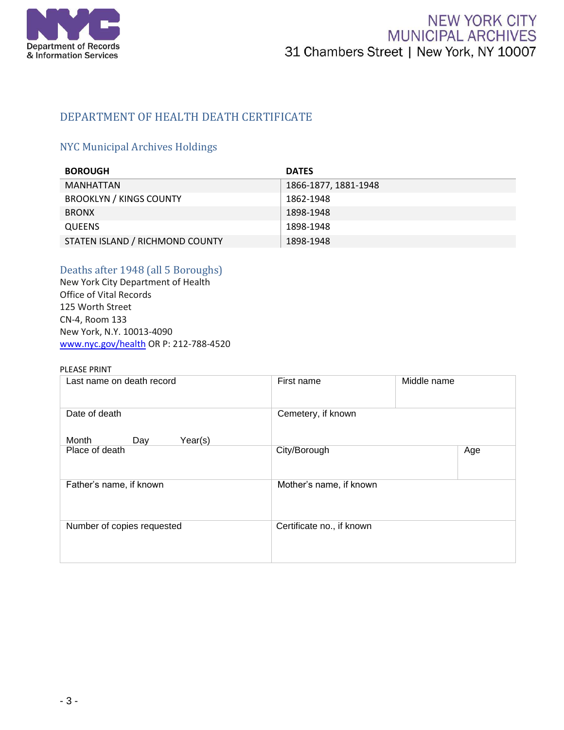NYC Department of Records & Information Services

NEW YORK CITY MUNICIPAL ARCHIVES
31 Chambers Street | New York, NY 10007

## DEPARTMENT OF HEALTH DEATH CERTIFICATE

### NYC Municipal Archives Holdings

| BOROUGH | DATES |
|---|---|
| MANHATTAN | 1866-1877, 1881-1948 |
| BROOKLYN / KINGS COUNTY | 1862-1948 |
| BRONX | 1898-1948 |
| QUEENS | 1898-1948 |
| STATEN ISLAND / RICHMOND COUNTY | 1898-1948 |

### Deaths after 1948 (all 5 Boroughs)

New York City Department of Health
Office of Vital Records
125 Worth Street
CN-4, Room 133
New York, N.Y. 10013-4090
www.nyc.gov/health OR P: 212-788-4520

PLEASE PRINT

| | | |
|---|---|---|
| Last name on death record | First name | Middle name |
| Date of death<br>Month Day Year(s) | Cemetery, if known | |
| Place of death | City/Borough | Age |
| Father's name, if known | Mother's name, if known | |
| Number of copies requested | Certificate no., if known | |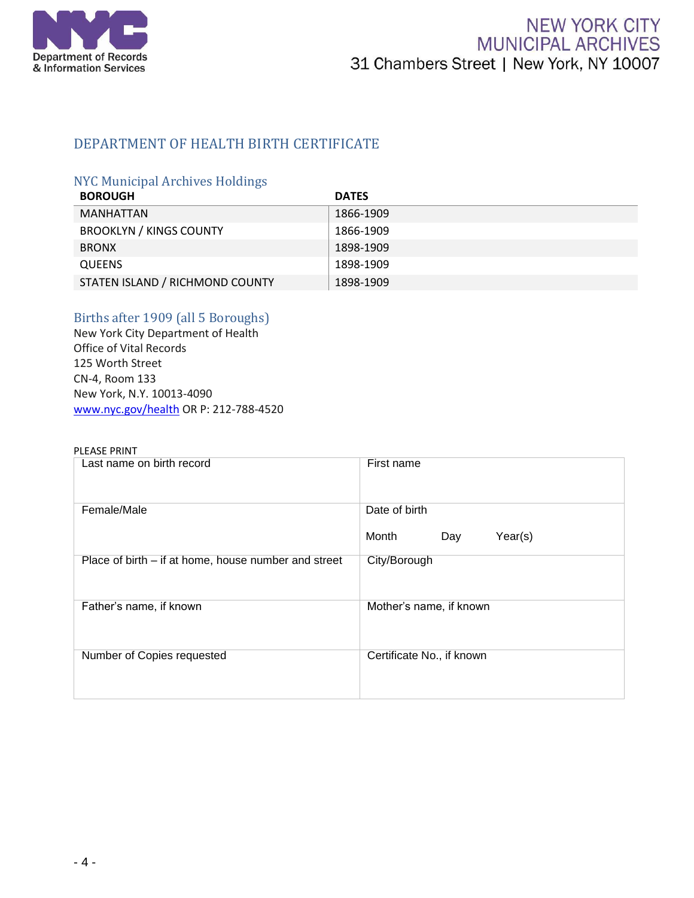NEW YORK CITY MUNICIPAL ARCHIVES
31 Chambers Street | New York, NY 10007

Department of Records & Information Services

## DEPARTMENT OF HEALTH BIRTH CERTIFICATE

### NYC Municipal Archives Holdings

| BOROUGH | DATES |
|---|---|
| MANHATTAN | 1866-1909 |
| BROOKLYN / KINGS COUNTY | 1866-1909 |
| BRONX | 1898-1909 |
| QUEENS | 1898-1909 |
| STATEN ISLAND / RICHMOND COUNTY | 1898-1909 |

### Births after 1909 (all 5 Boroughs)

New York City Department of Health
Office of Vital Records
125 Worth Street
CN-4, Room 133
New York, N.Y. 10013-4090
www.nyc.gov/health OR P: 212-788-4520

PLEASE PRINT

| | |
|---|---|
| Last name on birth record | First name |
| Female/Male | Date of birth<br>Month Day Year(s) |
| Place of birth – if at home, house number and street | City/Borough |
| Father's name, if known | Mother's name, if known |
| Number of Copies requested | Certificate No., if known |